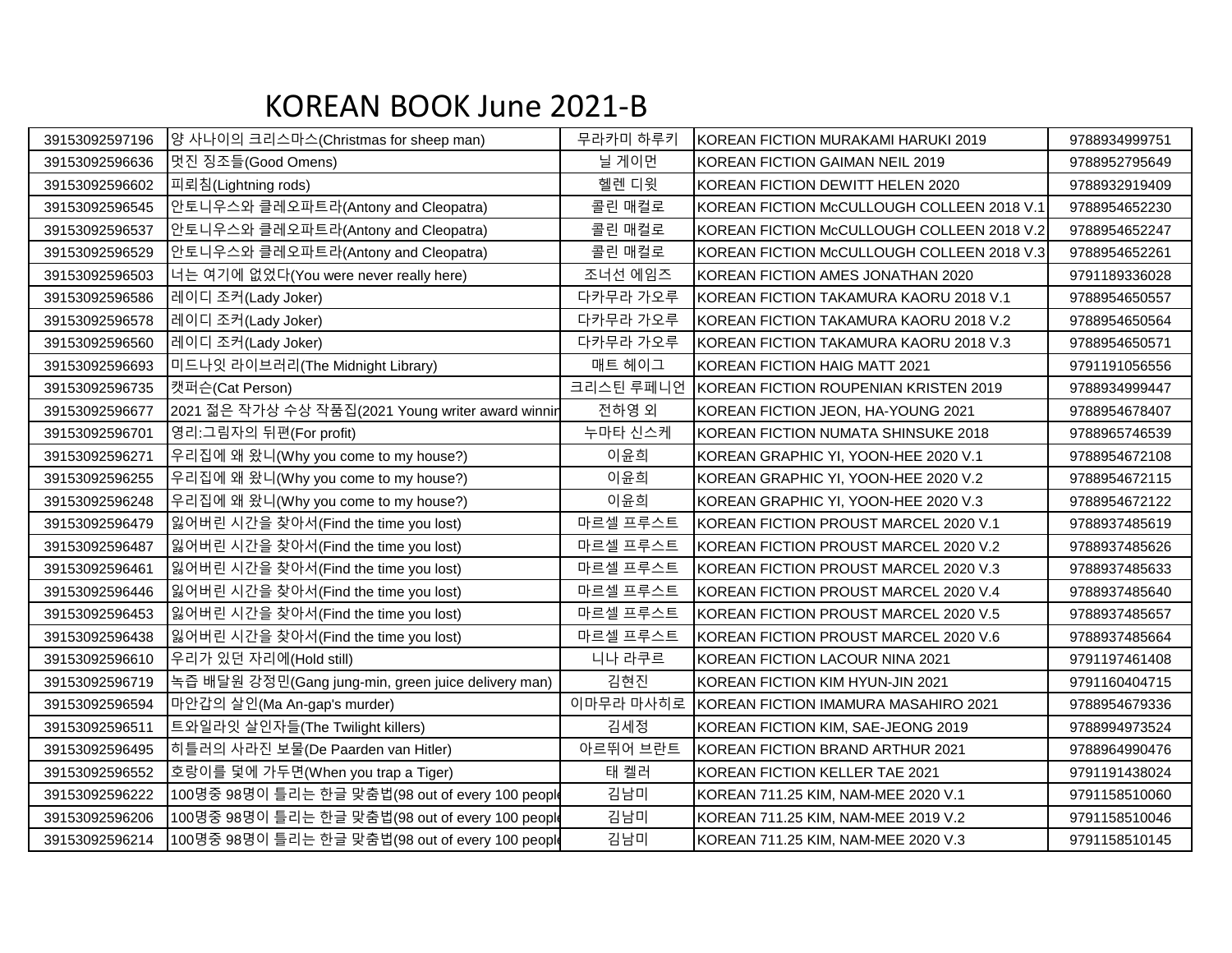# KOREAN BOOK June 2021-B

| | | | | |
|---|---|---|---|---|
| 39153092597196 | 양 사나이의 크리스마스(Christmas for sheep man) | 무라카미 하루키 | KOREAN FICTION MURAKAMI HARUKI 2019 | 9788934999751 |
| 39153092596636 | 멋진 징조들(Good Omens) | 닐 게이먼 | KOREAN FICTION GAIMAN NEIL 2019 | 9788952795649 |
| 39153092596602 | 피뢰침(Lightning rods) | 헬렌 디윗 | KOREAN FICTION DEWITT HELEN 2020 | 9788932919409 |
| 39153092596545 | 안토니우스와 클레오파트라(Antony and Cleopatra) | 콜린 매컬로 | KOREAN FICTION McCULLOUGH COLLEEN 2018 V.1 | 9788954652230 |
| 39153092596537 | 안토니우스와 클레오파트라(Antony and Cleopatra) | 콜린 매컬로 | KOREAN FICTION McCULLOUGH COLLEEN 2018 V.2 | 9788954652247 |
| 39153092596529 | 안토니우스와 클레오파트라(Antony and Cleopatra) | 콜린 매컬로 | KOREAN FICTION McCULLOUGH COLLEEN 2018 V.3 | 9788954652261 |
| 39153092596503 | 너는 여기에 없었다(You were never really here) | 조너선 에임즈 | KOREAN FICTION AMES JONATHAN 2020 | 9791189336028 |
| 39153092596586 | 레이디 조커(Lady Joker) | 다카무라 가오루 | KOREAN FICTION TAKAMURA KAORU 2018 V.1 | 9788954650557 |
| 39153092596578 | 레이디 조커(Lady Joker) | 다카무라 가오루 | KOREAN FICTION TAKAMURA KAORU 2018 V.2 | 9788954650564 |
| 39153092596560 | 레이디 조커(Lady Joker) | 다카무라 가오루 | KOREAN FICTION TAKAMURA KAORU 2018 V.3 | 9788954650571 |
| 39153092596693 | 미드나잇 라이브러리(The Midnight Library) | 매트 헤이그 | KOREAN FICTION HAIG MATT 2021 | 9791191056556 |
| 39153092596735 | 캣퍼슨(Cat Person) | 크리스틴 루페니언 | KOREAN FICTION ROUPENIAN KRISTEN 2019 | 9788934999447 |
| 39153092596677 | 2021 젊은 작가상 수상 작품집(2021 Young writer award winnin | 전하영 외 | KOREAN FICTION JEON, HA-YOUNG 2021 | 9788954678407 |
| 39153092596701 | 영리:그림자의 뒤편(For profit) | 누마타 신스케 | KOREAN FICTION NUMATA SHINSUKE 2018 | 9788965746539 |
| 39153092596271 | 우리집에 왜 왔니(Why you come to my house?) | 이윤희 | KOREAN GRAPHIC YI, YOON-HEE 2020 V.1 | 9788954672108 |
| 39153092596255 | 우리집에 왜 왔니(Why you come to my house?) | 이윤희 | KOREAN GRAPHIC YI, YOON-HEE 2020 V.2 | 9788954672115 |
| 39153092596248 | 우리집에 왜 왔니(Why you come to my house?) | 이윤희 | KOREAN GRAPHIC YI, YOON-HEE 2020 V.3 | 9788954672122 |
| 39153092596479 | 잃어버린 시간을 찾아서(Find the time you lost) | 마르셀 프루스트 | KOREAN FICTION PROUST MARCEL 2020 V.1 | 9788937485619 |
| 39153092596487 | 잃어버린 시간을 찾아서(Find the time you lost) | 마르셀 프루스트 | KOREAN FICTION PROUST MARCEL 2020 V.2 | 9788937485626 |
| 39153092596461 | 잃어버린 시간을 찾아서(Find the time you lost) | 마르셀 프루스트 | KOREAN FICTION PROUST MARCEL 2020 V.3 | 9788937485633 |
| 39153092596446 | 잃어버린 시간을 찾아서(Find the time you lost) | 마르셀 프루스트 | KOREAN FICTION PROUST MARCEL 2020 V.4 | 9788937485640 |
| 39153092596453 | 잃어버린 시간을 찾아서(Find the time you lost) | 마르셀 프루스트 | KOREAN FICTION PROUST MARCEL 2020 V.5 | 9788937485657 |
| 39153092596438 | 잃어버린 시간을 찾아서(Find the time you lost) | 마르셀 프루스트 | KOREAN FICTION PROUST MARCEL 2020 V.6 | 9788937485664 |
| 39153092596610 | 우리가 있던 자리에(Hold still) | 니나 라쿠르 | KOREAN FICTION LACOUR NINA 2021 | 9791197461408 |
| 39153092596719 | 녹즙 배달원 강정민(Gang jung-min, green juice delivery man) | 김현진 | KOREAN FICTION KIM HYUN-JIN 2021 | 9791160404715 |
| 39153092596594 | 마안갑의 살인(Ma An-gap's murder) | 이마무라 마사히로 | KOREAN FICTION IMAMURA MASAHIRO 2021 | 9788954679336 |
| 39153092596511 | 트와일라잇 살인자들(The Twilight killers) | 김세정 | KOREAN FICTION KIM, SAE-JEONG 2019 | 9788994973524 |
| 39153092596495 | 히틀러의 사라진 보물(De Paarden van Hitler) | 아르뛰어 브란트 | KOREAN FICTION BRAND ARTHUR 2021 | 9788964990476 |
| 39153092596552 | 호랑이를 덫에 가두면(When you trap a Tiger) | 태 켈러 | KOREAN FICTION KELLER TAE 2021 | 9791191438024 |
| 39153092596222 | 100명중 98명이 틀리는 한글 맞춤법(98 out of every 100 people | 김남미 | KOREAN 711.25 KIM, NAM-MEE 2020 V.1 | 9791158510060 |
| 39153092596206 | 100명중 98명이 틀리는 한글 맞춤법(98 out of every 100 people | 김남미 | KOREAN 711.25 KIM, NAM-MEE 2019 V.2 | 9791158510046 |
| 39153092596214 | 100명중 98명이 틀리는 한글 맞춤법(98 out of every 100 people | 김남미 | KOREAN 711.25 KIM, NAM-MEE 2020 V.3 | 9791158510145 |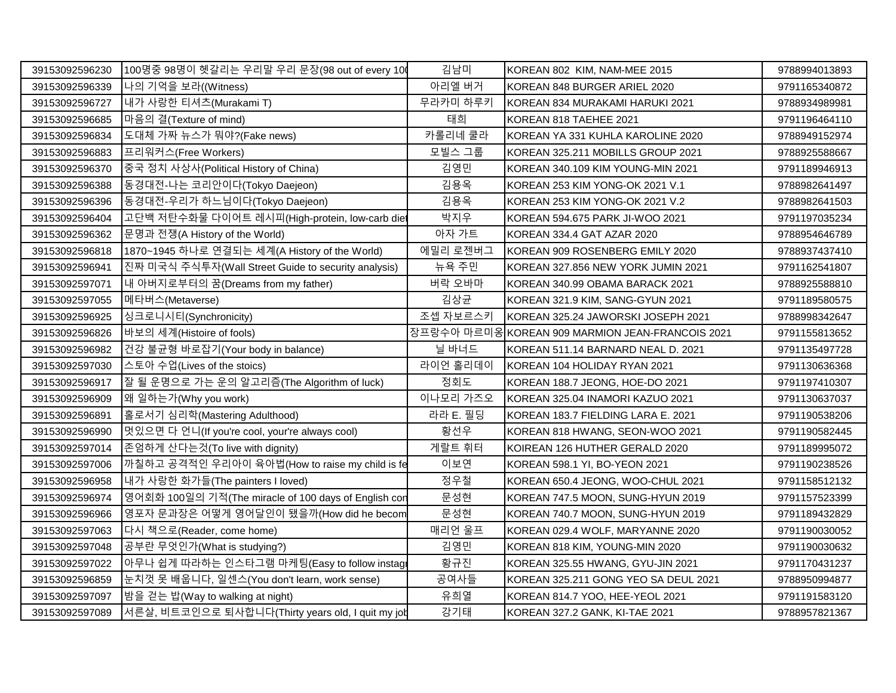| 39153092596230 | 100명중 98명이 헷갈리는 우리말 우리 문장(98 out of every 100 | 김남미 | KOREAN 802 KIM, NAM-MEE 2015 | 9788994013893 |
|---|---|---|---|---|
| 39153092596339 | 나의 기억을 보라((Witness) | 아리엘 버거 | KOREAN 848 BURGER ARIEL 2020 | 9791165340872 |
| 39153092596727 | 내가 사랑한 티셔츠(Murakami T) | 무라카미 하루키 | KOREAN 834 MURAKAMI HARUKI 2021 | 9788934989981 |
| 39153092596685 | 마음의 결(Texture of mind) | 태희 | KOREAN 818 TAEHEE 2021 | 9791196464110 |
| 39153092596834 | 도대체 가짜 뉴스가 뭐야?(Fake news) | 카롤리네 쿨라 | KOREAN YA 331 KUHLA KAROLINE 2020 | 9788949152974 |
| 39153092596883 | 프리워커스(Free Workers) | 모빌스 그룹 | KOREAN 325.211 MOBILLS GROUP 2021 | 9788925588667 |
| 39153092596370 | 중국 정치 사상사(Political History of China) | 김영민 | KOREAN 340.109 KIM YOUNG-MIN 2021 | 9791189946913 |
| 39153092596388 | 동경대전-나는 코리안이다(Tokyo Daejeon) | 김용옥 | KOREAN 253 KIM YONG-OK 2021 V.1 | 9788982641497 |
| 39153092596396 | 동경대전-우리가 하느님이다(Tokyo Daejeon) | 김용옥 | KOREAN 253 KIM YONG-OK 2021 V.2 | 9788982641503 |
| 39153092596404 | 고단백 저탄수화물 다이어트 레시피(High-protein, low-carb diet | 박지우 | KOREAN 594.675 PARK JI-WOO 2021 | 9791197035234 |
| 39153092596362 | 문명과 전쟁(A History of the World) | 아자 가트 | KOREAN 334.4 GAT AZAR 2020 | 9788954646789 |
| 39153092596818 | 1870~1945 하나로 연결되는 세계(A History of the World) | 에밀리 로젠버그 | KOREAN 909 ROSENBERG EMILY 2020 | 9788937437410 |
| 39153092596941 | 진짜 미국식 주식투자(Wall Street Guide to security analysis) | 뉴욕 주민 | KOREAN 327.856 NEW YORK JUMIN 2021 | 9791162541807 |
| 39153092597071 | 내 아버지로부터의 꿈(Dreams from my father) | 버락 오바마 | KOREAN 340.99 OBAMA BARACK 2021 | 9788925588810 |
| 39153092597055 | 메타버스(Metaverse) | 김상균 | KOREAN 321.9 KIM, SANG-GYUN 2021 | 9791189580575 |
| 39153092596925 | 싱크로니시티(Synchronicity) | 조셉 자보르스키 | KOREAN 325.24 JAWORSKI JOSEPH 2021 | 9788998342647 |
| 39153092596826 | 바보의 세계(Histoire of fools) | 장프랑수아 마르미옹 | KOREAN 909 MARMION JEAN-FRANCOIS 2021 | 9791155813652 |
| 39153092596982 | 건강 불균형 바로잡기(Your body in balance) | 닐 바너드 | KOREAN 511.14 BARNARD NEAL D. 2021 | 9791135497728 |
| 39153092597030 | 스토아 수업(Lives of the stoics) | 라이언 홀리데이 | KOREAN 104 HOLIDAY RYAN 2021 | 9791130636368 |
| 39153092596917 | 잘 될 운명으로 가는 운의 알고리즘(The Algorithm of luck) | 정회도 | KOREAN 188.7 JEONG, HOE-DO 2021 | 9791197410307 |
| 39153092596909 | 왜 일하는가(Why you work) | 이나모리 가즈오 | KOREAN 325.04 INAMORI KAZUO 2021 | 9791130637037 |
| 39153092596891 | 홀로서기 심리학(Mastering Adulthood) | 라라 E. 필딩 | KOREAN 183.7 FIELDING LARA E. 2021 | 9791190538206 |
| 39153092596990 | 멋있으면 다 언니(If you're cool, your're always cool) | 황선우 | KOREAN 818 HWANG, SEON-WOO 2021 | 9791190582445 |
| 39153092597014 | 존엄하게 산다는것(To live with dignity) | 게랄트 휘터 | KOIREAN 126 HUTHER GERALD 2020 | 9791189995072 |
| 39153092597006 | 까칠하고 공격적인 우리아이 육아법(How to raise my child is fe | 이보연 | KOREAN 598.1 YI, BO-YEON 2021 | 9791190238526 |
| 39153092596958 | 내가 사랑한 화가들(The painters I loved) | 정우철 | KOREAN 650.4 JEONG, WOO-CHUL 2021 | 9791158512132 |
| 39153092596974 | 영어회화 100일의 기적(The miracle of 100 days of English con | 문성현 | KOREAN 747.5 MOON, SUNG-HYUN 2019 | 9791157523399 |
| 39153092596966 | 영포자 문과장은 어떻게 영어달인이 됐을까(How did he becom | 문성현 | KOREAN 740.7 MOON, SUNG-HYUN 2019 | 9791189432829 |
| 39153092597063 | 다시 책으로(Reader, come home) | 매리언 울프 | KOREAN 029.4 WOLF, MARYANNE 2020 | 9791190030052 |
| 39153092597048 | 공부란 무엇인가(What is studying?) | 김영민 | KOREAN 818 KIM, YOUNG-MIN 2020 | 9791190030632 |
| 39153092597022 | 아무나 쉽게 따라하는 인스타그램 마케팅(Easy to follow instagr | 황규진 | KOREAN 325.55 HWANG, GYU-JIN 2021 | 9791170431237 |
| 39153092596859 | 눈치껏 못 배웁니다, 일센스(You don't learn, work sense) | 공여사들 | KOREAN 325.211 GONG YEO SA DEUL 2021 | 9788950994877 |
| 39153092597097 | 밤을 걷는 밤(Way to walking at night) | 유희열 | KOREAN 814.7 YOO, HEE-YEOL 2021 | 9791191583120 |
| 39153092597089 | 서른살, 비트코인으로 퇴사합니다(Thirty years old, I quit my job | 강기태 | KOREAN 327.2 GANK, KI-TAE 2021 | 9788957821367 |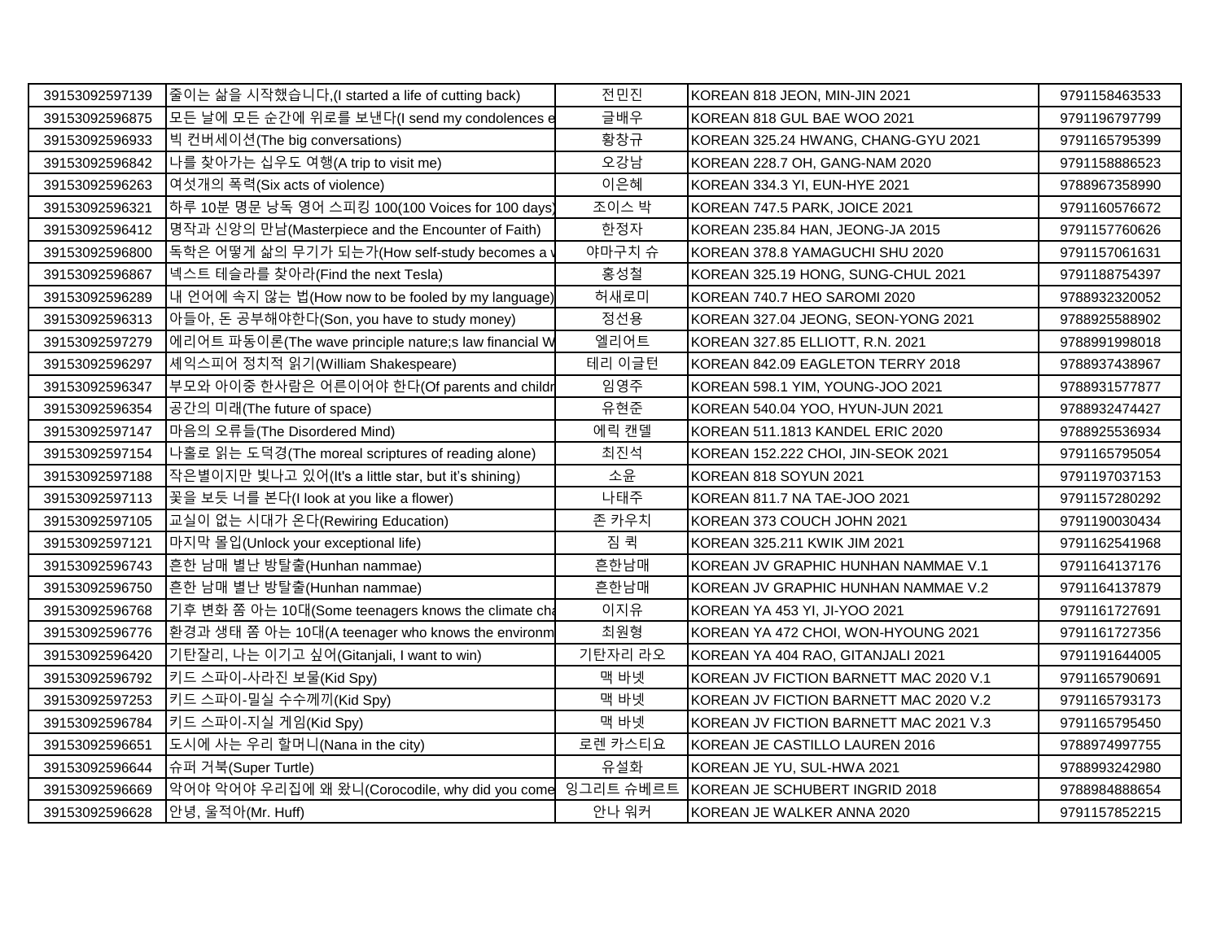| | | | | |
|---|---|---|---|---|
| 39153092597139 | 줄이는 삶을 시작했습니다,(I started a life of cutting back) | 전민진 | KOREAN 818 JEON, MIN-JIN 2021 | 9791158463533 |
| 39153092596875 | 모든 날에 모든 순간에 위로를 보낸다(I send my condolences e | 글배우 | KOREAN 818 GUL BAE WOO 2021 | 9791196797799 |
| 39153092596933 | 빅 컨버세이션(The big conversations) | 황창규 | KOREAN 325.24 HWANG, CHANG-GYU 2021 | 9791165795399 |
| 39153092596842 | 나를 찾아가는 십우도 여행(A trip to visit me) | 오강남 | KOREAN 228.7 OH, GANG-NAM 2020 | 9791158886523 |
| 39153092596263 | 여섯개의 폭력(Six acts of violence) | 이은혜 | KOREAN 334.3 YI, EUN-HYE 2021 | 9788967358990 |
| 39153092596321 | 하루 10분 명문 낭독 영어 스피킹 100(100 Voices for 100 days) | 조이스 박 | KOREAN 747.5 PARK, JOICE 2021 | 9791160576672 |
| 39153092596412 | 명작과 신앙의 만남(Masterpiece and the Encounter of Faith) | 한정자 | KOREAN 235.84 HAN, JEONG-JA 2015 | 9791157760626 |
| 39153092596800 | 독학은 어떻게 삶의 무기가 되는가(How self-study becomes a v | 야마구치 슈 | KOREAN 378.8 YAMAGUCHI SHU 2020 | 9791157061631 |
| 39153092596867 | 넥스트 테슬라를 찾아라(Find the next Tesla) | 홍성철 | KOREAN 325.19 HONG, SUNG-CHUL 2021 | 9791188754397 |
| 39153092596289 | 내 언어에 속지 않는 법(How now to be fooled by my language) | 허새로미 | KOREAN 740.7 HEO SAROMI 2020 | 9788932320052 |
| 39153092596313 | 아들아, 돈 공부해야한다(Son, you have to study money) | 정선용 | KOREAN 327.04 JEONG, SEON-YONG 2021 | 9788925588902 |
| 39153092597279 | 에리어트 파동이론(The wave principle nature;s law financial W | 엘리어트 | KOREAN 327.85 ELLIOTT, R.N. 2021 | 9788991998018 |
| 39153092596297 | 셰익스피어 정치적 읽기(William Shakespeare) | 테리 이글턴 | KOREAN 842.09 EAGLETON TERRY 2018 | 9788937438967 |
| 39153092596347 | 부모와 아이중 한사람은 어른이어야 한다(Of parents and childr | 임영주 | KOREAN 598.1 YIM, YOUNG-JOO 2021 | 9788931577877 |
| 39153092596354 | 공간의 미래(The future of space) | 유현준 | KOREAN 540.04 YOO, HYUN-JUN 2021 | 9788932474427 |
| 39153092597147 | 마음의 오류들(The Disordered Mind) | 에릭 캔델 | KOREAN 511.1813 KANDEL ERIC 2020 | 9788925536934 |
| 39153092597154 | 나홀로 읽는 도덕경(The moreal scriptures of reading alone) | 최진석 | KOREAN 152.222 CHOI, JIN-SEOK 2021 | 9791165795054 |
| 39153092597188 | 작은별이지만 빛나고 있어(It's a little star, but it's shining) | 소윤 | KOREAN 818 SOYUN 2021 | 9791197037153 |
| 39153092597113 | 꽃을 보듯 너를 본다(I look at you like a flower) | 나태주 | KOREAN 811.7 NA TAE-JOO 2021 | 9791157280292 |
| 39153092597105 | 교실이 없는 시대가 온다(Rewiring Education) | 존 카우치 | KOREAN 373 COUCH JOHN 2021 | 9791190030434 |
| 39153092597121 | 마지막 몰입(Unlock your exceptional life) | 짐 퀵 | KOREAN 325.211 KWIK JIM 2021 | 9791162541968 |
| 39153092596743 | 흔한 남매 별난 방탈출(Hunhan nammae) | 흔한남매 | KOREAN JV GRAPHIC HUNHAN NAMMAE V.1 | 9791164137176 |
| 39153092596750 | 흔한 남매 별난 방탈출(Hunhan nammae) | 흔한남매 | KOREAN JV GRAPHIC HUNHAN NAMMAE V.2 | 9791164137879 |
| 39153092596768 | 기후 변화 쫌 아는 10대(Some teenagers knows the climate cha | 이지유 | KOREAN YA 453 YI, JI-YOO 2021 | 9791161727691 |
| 39153092596776 | 환경과 생태 쫌 아는 10대(A teenager who knows the environm | 최원형 | KOREAN YA 472 CHOI, WON-HYOUNG 2021 | 9791161727356 |
| 39153092596420 | 기탄잘리, 나는 이기고 싶어(Gitanjali, I want to win) | 기탄자리 라오 | KOREAN YA 404 RAO, GITANJALI 2021 | 9791191644005 |
| 39153092596792 | 키드 스파이-사라진 보물(Kid Spy) | 맥 바넷 | KOREAN JV FICTION BARNETT MAC 2020 V.1 | 9791165790691 |
| 39153092597253 | 키드 스파이-밀실 수수께끼(Kid Spy) | 맥 바넷 | KOREAN JV FICTION BARNETT MAC 2020 V.2 | 9791165793173 |
| 39153092596784 | 키드 스파이-지실 게임(Kid Spy) | 맥 바넷 | KOREAN JV FICTION BARNETT MAC 2021 V.3 | 9791165795450 |
| 39153092596651 | 도시에 사는 우리 할머니(Nana in the city) | 로렌 카스티요 | KOREAN JE CASTILLO LAUREN 2016 | 9788974997755 |
| 39153092596644 | 슈퍼 거북(Super Turtle) | 유설화 | KOREAN JE YU, SUL-HWA 2021 | 9788993242980 |
| 39153092596669 | 악어야 악어야 우리집에 왜 왔니(Corocodile, why did you come | 잉그리트 슈베르트 | KOREAN JE SCHUBERT INGRID 2018 | 9788984888654 |
| 39153092596628 | 안녕, 울적아(Mr. Huff) | 안나 워커 | KOREAN JE WALKER ANNA 2020 | 9791157852215 |